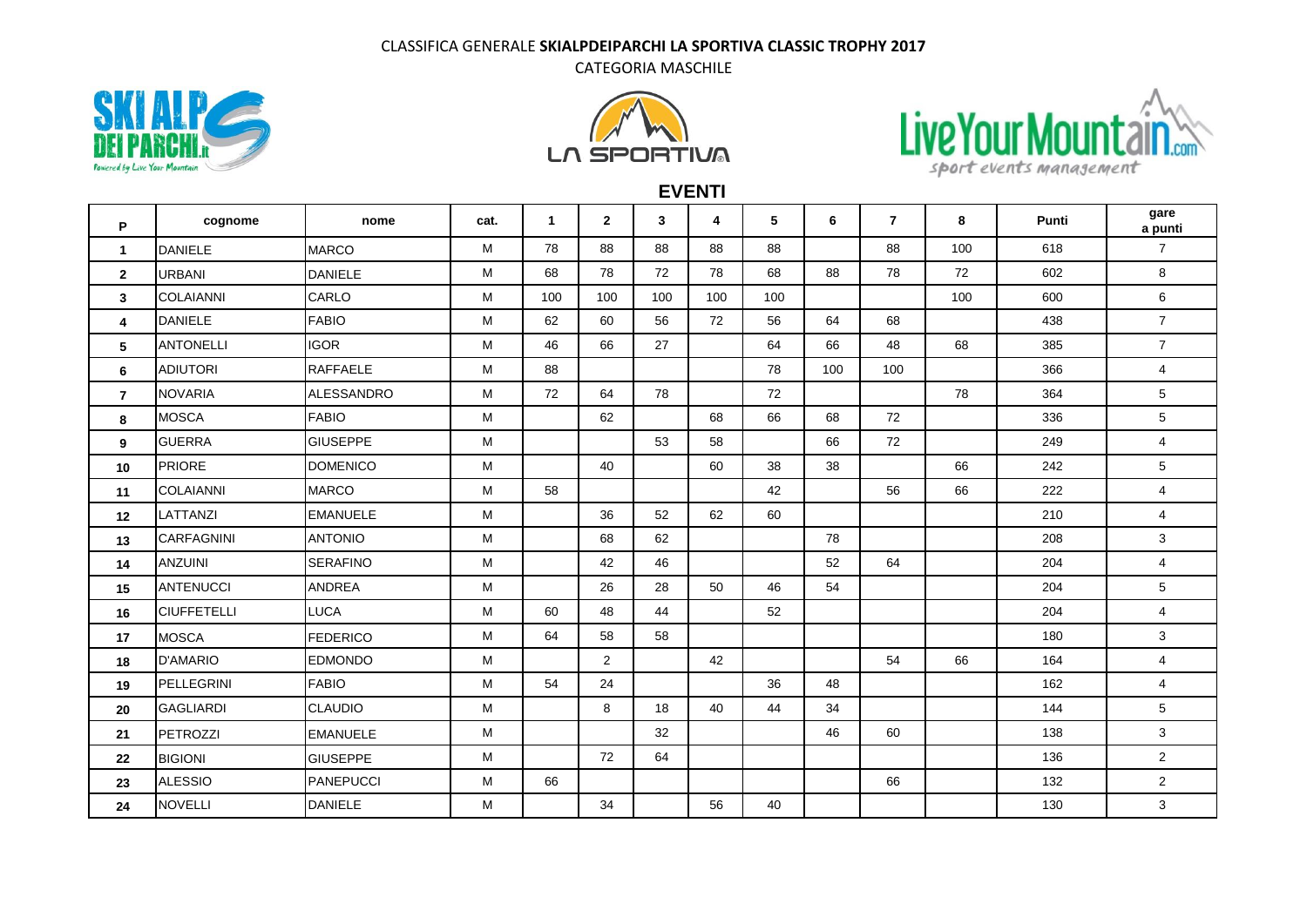CLASSIFICA GENERALE **SKIALPDEIPARCHI LA SPORTIVA CLASSIC TROPHY 2017**

CATEGORIA MASCHILE

**EVENTI**

| P | cognome | nome | cat. | 1 | 2 | 3 | 4 | 5 | 6 | 7 | 8 | Punti | gare a punti |
|---|---|---|---|---|---|---|---|---|---|---|---|---|---|
| 1 | DANIELE | MARCO | M | 78 | 88 | 88 | 88 | 88 | | 88 | 100 | 618 | 7 |
| 2 | URBANI | DANIELE | M | 68 | 78 | 72 | 78 | 68 | 88 | 78 | 72 | 602 | 8 |
| 3 | COLAIANNI | CARLO | M | 100 | 100 | 100 | 100 | 100 | | | 100 | 600 | 6 |
| 4 | DANIELE | FABIO | M | 62 | 60 | 56 | 72 | 56 | 64 | 68 | | 438 | 7 |
| 5 | ANTONELLI | IGOR | M | 46 | 66 | 27 | | 64 | 66 | 48 | 68 | 385 | 7 |
| 6 | ADIUTORI | RAFFAELE | M | 88 | | | | 78 | 100 | 100 | | 366 | 4 |
| 7 | NOVARIA | ALESSANDRO | M | 72 | 64 | 78 | | 72 | | | 78 | 364 | 5 |
| 8 | MOSCA | FABIO | M | | 62 | | 68 | 66 | 68 | 72 | | 336 | 5 |
| 9 | GUERRA | GIUSEPPE | M | | | 53 | 58 | | 66 | 72 | | 249 | 4 |
| 10 | PRIORE | DOMENICO | M | | 40 | | 60 | 38 | 38 | | 66 | 242 | 5 |
| 11 | COLAIANNI | MARCO | M | 58 | | | | 42 | | 56 | 66 | 222 | 4 |
| 12 | LATTANZI | EMANUELE | M | | 36 | 52 | 62 | 60 | | | | 210 | 4 |
| 13 | CARFAGNINI | ANTONIO | M | | 68 | 62 | | | 78 | | | 208 | 3 |
| 14 | ANZUINI | SERAFINO | M | | 42 | 46 | | | 52 | 64 | | 204 | 4 |
| 15 | ANTENUCCI | ANDREA | M | | 26 | 28 | 50 | 46 | 54 | | | 204 | 5 |
| 16 | CIUFFETELLI | LUCA | M | 60 | 48 | 44 | | 52 | | | | 204 | 4 |
| 17 | MOSCA | FEDERICO | M | 64 | 58 | 58 | | | | | | 180 | 3 |
| 18 | D'AMARIO | EDMONDO | M | | 2 | | 42 | | | 54 | 66 | 164 | 4 |
| 19 | PELLEGRINI | FABIO | M | 54 | 24 | | | 36 | 48 | | | 162 | 4 |
| 20 | GAGLIARDI | CLAUDIO | M | | 8 | 18 | 40 | 44 | 34 | | | 144 | 5 |
| 21 | PETROZZI | EMANUELE | M | | | 32 | | | 46 | 60 | | 138 | 3 |
| 22 | BIGIONI | GIUSEPPE | M | | 72 | 64 | | | | | | 136 | 2 |
| 23 | ALESSIO | PANEPUCCI | M | 66 | | | | | | 66 | | 132 | 2 |
| 24 | NOVELLI | DANIELE | M | | 34 | | 56 | 40 | | | | 130 | 3 |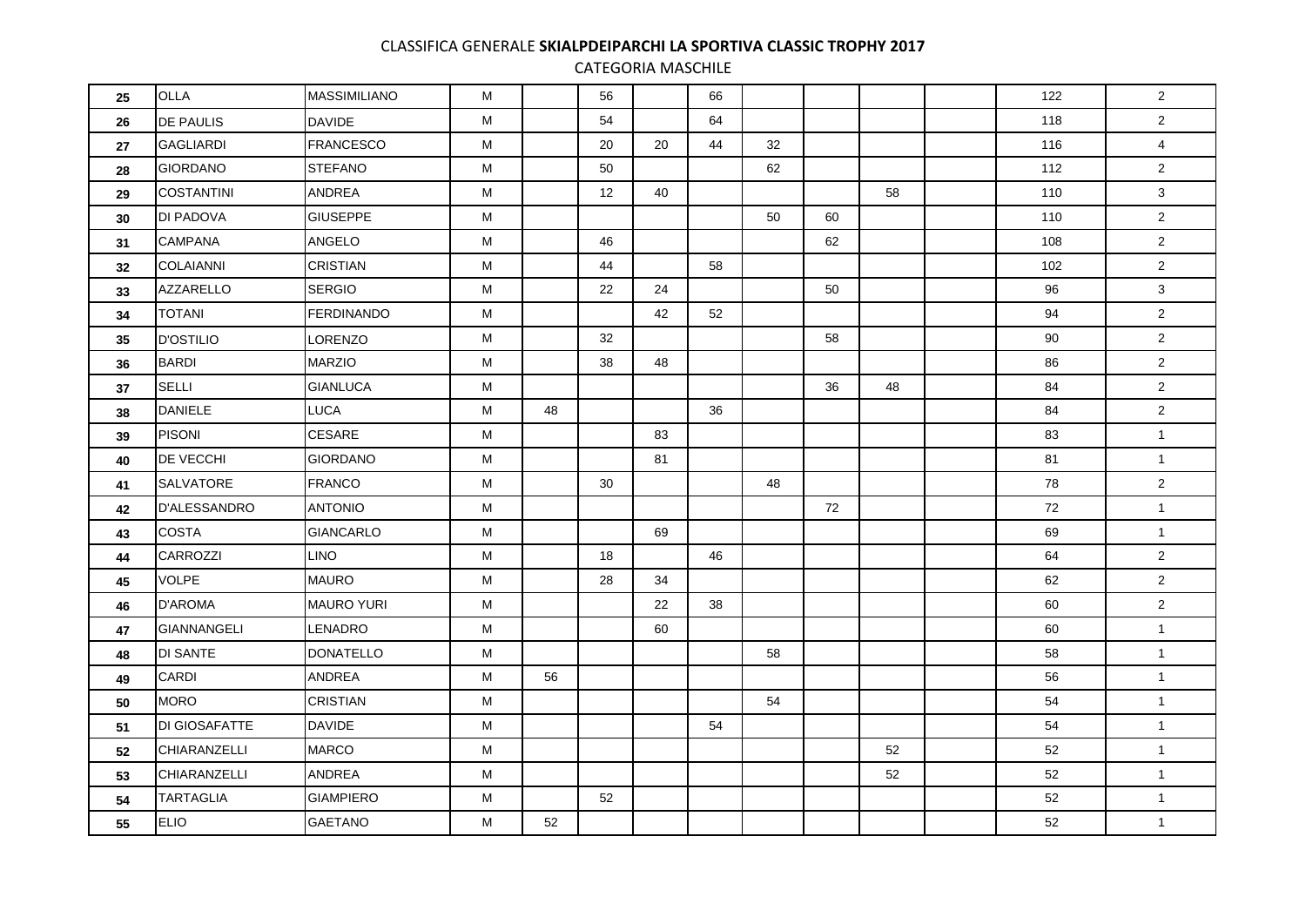CLASSIFICA GENERALE **SKIALPDEIPARCHI LA SPORTIVA CLASSIC TROPHY 2017**

CATEGORIA MASCHILE

| | | | | | | | | | | | | | |
|---|---|---|---|---|---|---|---|---|---|---|---|---|---|
| **25** | OLLA | MASSIMILIANO | M | | 56 | | 66 | | | | | 122 | 2 |
| **26** | DE PAULIS | DAVIDE | M | | 54 | | 64 | | | | | 118 | 2 |
| **27** | GAGLIARDI | FRANCESCO | M | | 20 | 20 | 44 | 32 | | | | 116 | 4 |
| **28** | GIORDANO | STEFANO | M | | 50 | | | 62 | | | | 112 | 2 |
| **29** | COSTANTINI | ANDREA | M | | 12 | 40 | | | | 58 | | 110 | 3 |
| **30** | DI PADOVA | GIUSEPPE | M | | | | | 50 | 60 | | | 110 | 2 |
| **31** | CAMPANA | ANGELO | M | | 46 | | | | 62 | | | 108 | 2 |
| **32** | COLAIANNI | CRISTIAN | M | | 44 | | 58 | | | | | 102 | 2 |
| **33** | AZZARELLO | SERGIO | M | | 22 | 24 | | | 50 | | | 96 | 3 |
| **34** | TOTANI | FERDINANDO | M | | | 42 | 52 | | | | | 94 | 2 |
| **35** | D'OSTILIO | LORENZO | M | | 32 | | | | 58 | | | 90 | 2 |
| **36** | BARDI | MARZIO | M | | 38 | 48 | | | | | | 86 | 2 |
| **37** | SELLI | GIANLUCA | M | | | | | | 36 | 48 | | 84 | 2 |
| **38** | DANIELE | LUCA | M | 48 | | | 36 | | | | | 84 | 2 |
| **39** | PISONI | CESARE | M | | | 83 | | | | | | 83 | 1 |
| **40** | DE VECCHI | GIORDANO | M | | | 81 | | | | | | 81 | 1 |
| **41** | SALVATORE | FRANCO | M | | 30 | | | 48 | | | | 78 | 2 |
| **42** | D'ALESSANDRO | ANTONIO | M | | | | | | 72 | | | 72 | 1 |
| **43** | COSTA | GIANCARLO | M | | | 69 | | | | | | 69 | 1 |
| **44** | CARROZZI | LINO | M | | 18 | | 46 | | | | | 64 | 2 |
| **45** | VOLPE | MAURO | M | | 28 | 34 | | | | | | 62 | 2 |
| **46** | D'AROMA | MAURO YURI | M | | | 22 | 38 | | | | | 60 | 2 |
| **47** | GIANNANGELI | LENADRO | M | | | 60 | | | | | | 60 | 1 |
| **48** | DI SANTE | DONATELLO | M | | | | | 58 | | | | 58 | 1 |
| **49** | CARDI | ANDREA | M | 56 | | | | | | | | 56 | 1 |
| **50** | MORO | CRISTIAN | M | | | | | 54 | | | | 54 | 1 |
| **51** | DI GIOSAFATTE | DAVIDE | M | | | | 54 | | | | | 54 | 1 |
| **52** | CHIARANZELLI | MARCO | M | | | | | | | 52 | | 52 | 1 |
| **53** | CHIARANZELLI | ANDREA | M | | | | | | | 52 | | 52 | 1 |
| **54** | TARTAGLIA | GIAMPIERO | M | | 52 | | | | | | | 52 | 1 |
| **55** | ELIO | GAETANO | M | 52 | | | | | | | | 52 | 1 |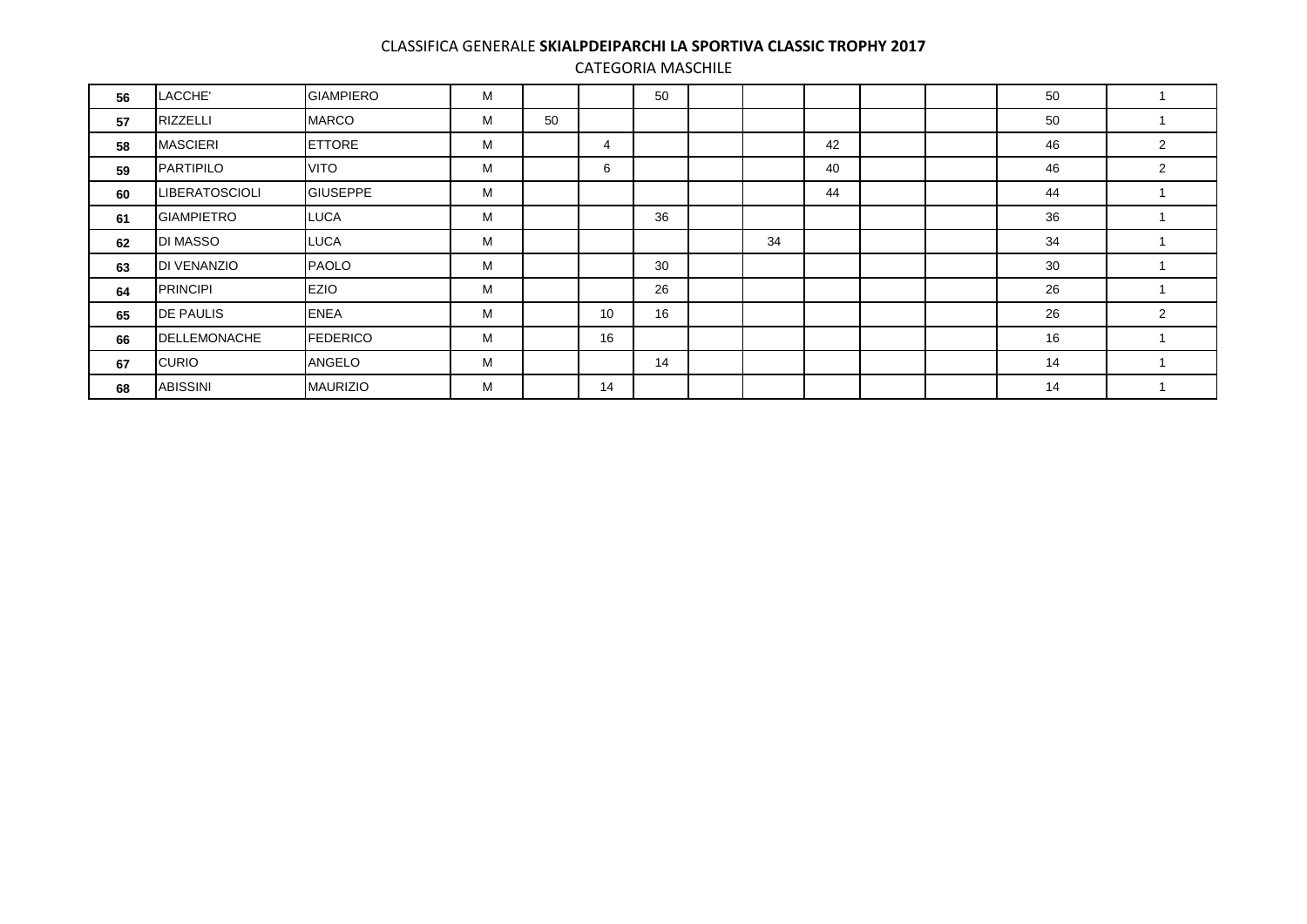CLASSIFICA GENERALE **SKIALPDEIPARCHI LA SPORTIVA CLASSIC TROPHY 2017**

CATEGORIA MASCHILE

| | | | | | | | | | | | | | |
|---|---|---|---|---|---|---|---|---|---|---|---|---|---|
| **56** | LACCHE' | GIAMPIERO | M | | | 50 | | | | | | 50 | 1 |
| **57** | RIZZELLI | MARCO | M | 50 | | | | | | | | 50 | 1 |
| **58** | MASCIERI | ETTORE | M | | 4 | | | | 42 | | | 46 | 2 |
| **59** | PARTIPILO | VITO | M | | 6 | | | | 40 | | | 46 | 2 |
| **60** | LIBERATOSCIOLI | GIUSEPPE | M | | | | | | 44 | | | 44 | 1 |
| **61** | GIAMPIETRO | LUCA | M | | | 36 | | | | | | 36 | 1 |
| **62** | DI MASSO | LUCA | M | | | | | 34 | | | | 34 | 1 |
| **63** | DI VENANZIO | PAOLO | M | | | 30 | | | | | | 30 | 1 |
| **64** | PRINCIPI | EZIO | M | | | 26 | | | | | | 26 | 1 |
| **65** | DE PAULIS | ENEA | M | | 10 | 16 | | | | | | 26 | 2 |
| **66** | DELLEMONACHE | FEDERICO | M | | 16 | | | | | | | 16 | 1 |
| **67** | CURIO | ANGELO | M | | | 14 | | | | | | 14 | 1 |
| **68** | ABISSINI | MAURIZIO | M | | 14 | | | | | | | 14 | 1 |